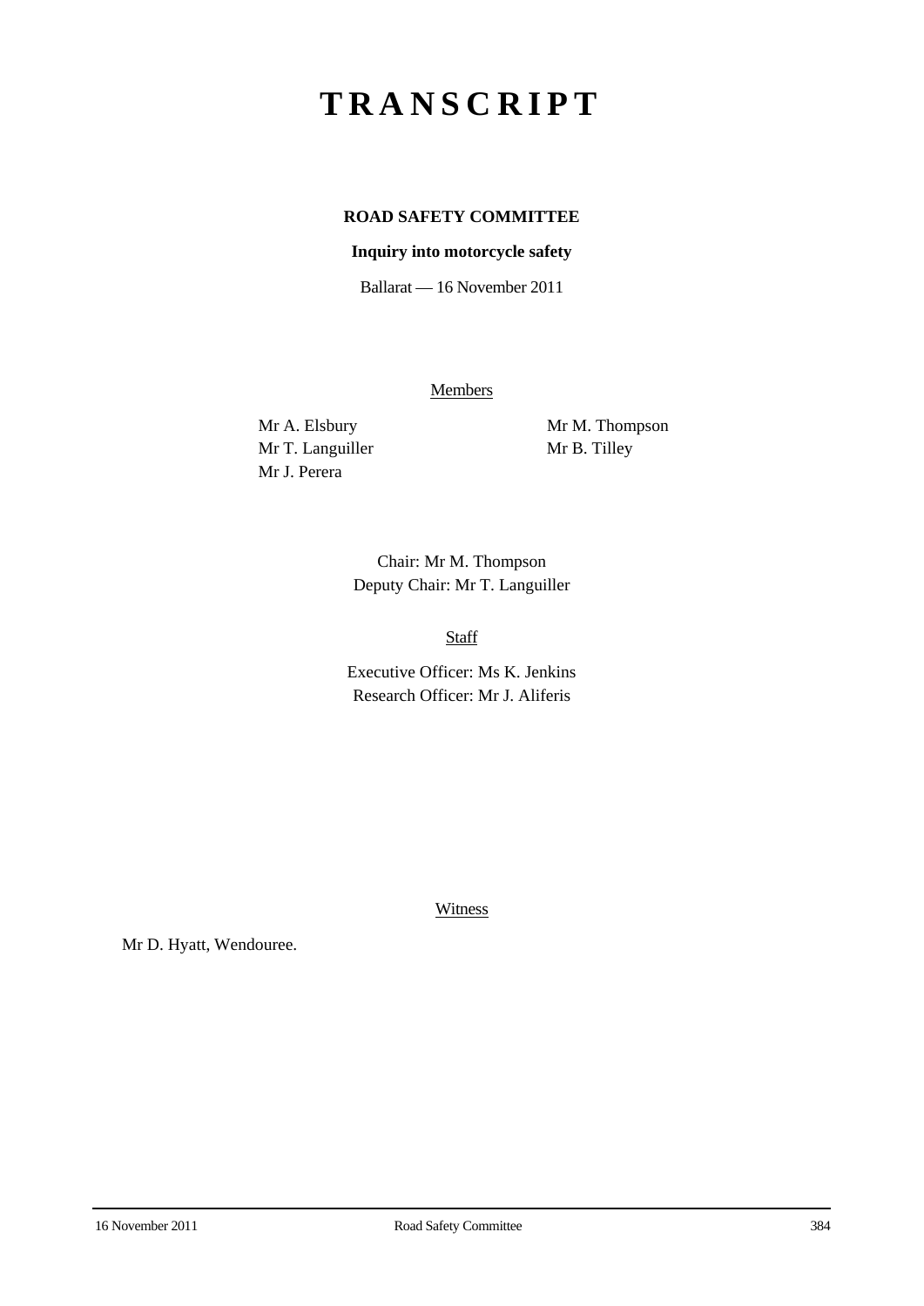# TRANSCRIPT

**ROAD SAFETY COMMITTEE**

**Inquiry into motorcycle safety**

Ballarat — 16 November 2011

Members

Mr A. Elsbury
Mr T. Languiller
Mr J. Perera
Mr M. Thompson
Mr B. Tilley

Chair: Mr M. Thompson
Deputy Chair: Mr T. Languiller

Staff

Executive Officer: Ms K. Jenkins
Research Officer: Mr J. Aliferis

Witness

Mr D. Hyatt, Wendouree.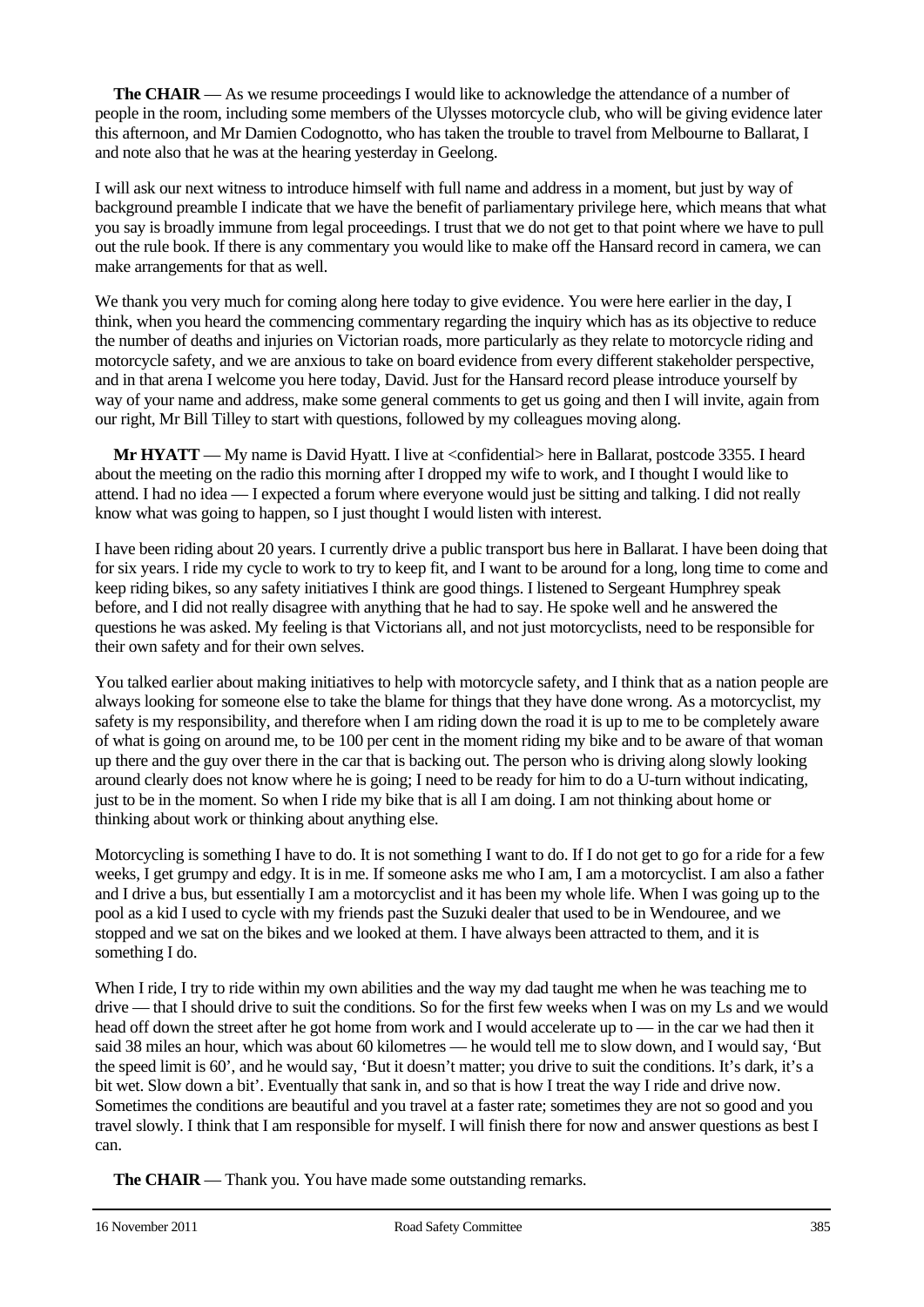**The CHAIR** — As we resume proceedings I would like to acknowledge the attendance of a number of people in the room, including some members of the Ulysses motorcycle club, who will be giving evidence later this afternoon, and Mr Damien Codognotto, who has taken the trouble to travel from Melbourne to Ballarat, I and note also that he was at the hearing yesterday in Geelong.

I will ask our next witness to introduce himself with full name and address in a moment, but just by way of background preamble I indicate that we have the benefit of parliamentary privilege here, which means that what you say is broadly immune from legal proceedings. I trust that we do not get to that point where we have to pull out the rule book. If there is any commentary you would like to make off the Hansard record in camera, we can make arrangements for that as well.

We thank you very much for coming along here today to give evidence. You were here earlier in the day, I think, when you heard the commencing commentary regarding the inquiry which has as its objective to reduce the number of deaths and injuries on Victorian roads, more particularly as they relate to motorcycle riding and motorcycle safety, and we are anxious to take on board evidence from every different stakeholder perspective, and in that arena I welcome you here today, David. Just for the Hansard record please introduce yourself by way of your name and address, make some general comments to get us going and then I will invite, again from our right, Mr Bill Tilley to start with questions, followed by my colleagues moving along.

**Mr HYATT** — My name is David Hyatt. I live at <confidential> here in Ballarat, postcode 3355. I heard about the meeting on the radio this morning after I dropped my wife to work, and I thought I would like to attend. I had no idea — I expected a forum where everyone would just be sitting and talking. I did not really know what was going to happen, so I just thought I would listen with interest.

I have been riding about 20 years. I currently drive a public transport bus here in Ballarat. I have been doing that for six years. I ride my cycle to work to try to keep fit, and I want to be around for a long, long time to come and keep riding bikes, so any safety initiatives I think are good things. I listened to Sergeant Humphrey speak before, and I did not really disagree with anything that he had to say. He spoke well and he answered the questions he was asked. My feeling is that Victorians all, and not just motorcyclists, need to be responsible for their own safety and for their own selves.

You talked earlier about making initiatives to help with motorcycle safety, and I think that as a nation people are always looking for someone else to take the blame for things that they have done wrong. As a motorcyclist, my safety is my responsibility, and therefore when I am riding down the road it is up to me to be completely aware of what is going on around me, to be 100 per cent in the moment riding my bike and to be aware of that woman up there and the guy over there in the car that is backing out. The person who is driving along slowly looking around clearly does not know where he is going; I need to be ready for him to do a U-turn without indicating, just to be in the moment. So when I ride my bike that is all I am doing. I am not thinking about home or thinking about work or thinking about anything else.

Motorcycling is something I have to do. It is not something I want to do. If I do not get to go for a ride for a few weeks, I get grumpy and edgy. It is in me. If someone asks me who I am, I am a motorcyclist. I am also a father and I drive a bus, but essentially I am a motorcyclist and it has been my whole life. When I was going up to the pool as a kid I used to cycle with my friends past the Suzuki dealer that used to be in Wendouree, and we stopped and we sat on the bikes and we looked at them. I have always been attracted to them, and it is something I do.

When I ride, I try to ride within my own abilities and the way my dad taught me when he was teaching me to drive — that I should drive to suit the conditions. So for the first few weeks when I was on my Ls and we would head off down the street after he got home from work and I would accelerate up to — in the car we had then it said 38 miles an hour, which was about 60 kilometres — he would tell me to slow down, and I would say, 'But the speed limit is 60', and he would say, 'But it doesn't matter; you drive to suit the conditions. It's dark, it's a bit wet. Slow down a bit'. Eventually that sank in, and so that is how I treat the way I ride and drive now. Sometimes the conditions are beautiful and you travel at a faster rate; sometimes they are not so good and you travel slowly. I think that I am responsible for myself. I will finish there for now and answer questions as best I can.

**The CHAIR** — Thank you. You have made some outstanding remarks.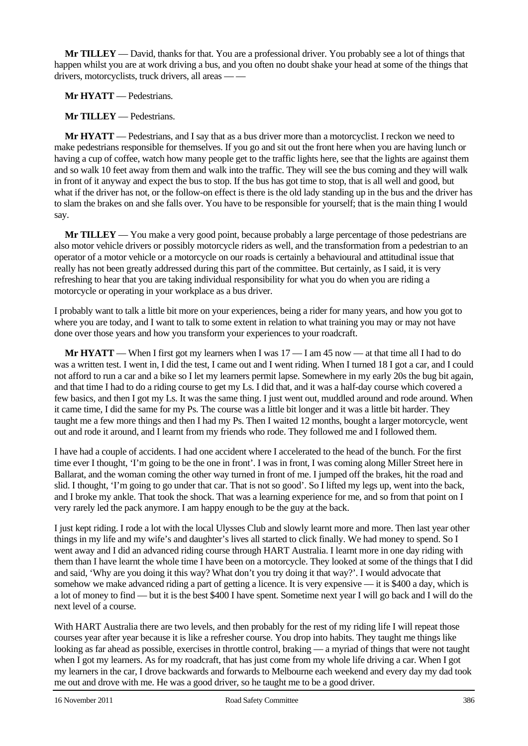**Mr TILLEY** — David, thanks for that. You are a professional driver. You probably see a lot of things that happen whilst you are at work driving a bus, and you often no doubt shake your head at some of the things that drivers, motorcyclists, truck drivers, all areas — —

**Mr HYATT** — Pedestrians.

**Mr TILLEY** — Pedestrians.

**Mr HYATT** — Pedestrians, and I say that as a bus driver more than a motorcyclist. I reckon we need to make pedestrians responsible for themselves. If you go and sit out the front here when you are having lunch or having a cup of coffee, watch how many people get to the traffic lights here, see that the lights are against them and so walk 10 feet away from them and walk into the traffic. They will see the bus coming and they will walk in front of it anyway and expect the bus to stop. If the bus has got time to stop, that is all well and good, but what if the driver has not, or the follow-on effect is there is the old lady standing up in the bus and the driver has to slam the brakes on and she falls over. You have to be responsible for yourself; that is the main thing I would say.

**Mr TILLEY** — You make a very good point, because probably a large percentage of those pedestrians are also motor vehicle drivers or possibly motorcycle riders as well, and the transformation from a pedestrian to an operator of a motor vehicle or a motorcycle on our roads is certainly a behavioural and attitudinal issue that really has not been greatly addressed during this part of the committee. But certainly, as I said, it is very refreshing to hear that you are taking individual responsibility for what you do when you are riding a motorcycle or operating in your workplace as a bus driver.

I probably want to talk a little bit more on your experiences, being a rider for many years, and how you got to where you are today, and I want to talk to some extent in relation to what training you may or may not have done over those years and how you transform your experiences to your roadcraft.

**Mr HYATT** — When I first got my learners when I was 17 — I am 45 now — at that time all I had to do was a written test. I went in, I did the test, I came out and I went riding. When I turned 18 I got a car, and I could not afford to run a car and a bike so I let my learners permit lapse. Somewhere in my early 20s the bug bit again, and that time I had to do a riding course to get my Ls. I did that, and it was a half-day course which covered a few basics, and then I got my Ls. It was the same thing. I just went out, muddled around and rode around. When it came time, I did the same for my Ps. The course was a little bit longer and it was a little bit harder. They taught me a few more things and then I had my Ps. Then I waited 12 months, bought a larger motorcycle, went out and rode it around, and I learnt from my friends who rode. They followed me and I followed them.

I have had a couple of accidents. I had one accident where I accelerated to the head of the bunch. For the first time ever I thought, 'I'm going to be the one in front'. I was in front, I was coming along Miller Street here in Ballarat, and the woman coming the other way turned in front of me. I jumped off the brakes, hit the road and slid. I thought, 'I'm going to go under that car. That is not so good'. So I lifted my legs up, went into the back, and I broke my ankle. That took the shock. That was a learning experience for me, and so from that point on I very rarely led the pack anymore. I am happy enough to be the guy at the back.

I just kept riding. I rode a lot with the local Ulysses Club and slowly learnt more and more. Then last year other things in my life and my wife's and daughter's lives all started to click finally. We had money to spend. So I went away and I did an advanced riding course through HART Australia. I learnt more in one day riding with them than I have learnt the whole time I have been on a motorcycle. They looked at some of the things that I did and said, 'Why are you doing it this way? What don't you try doing it that way?'. I would advocate that somehow we make advanced riding a part of getting a licence. It is very expensive — it is $400 a day, which is a lot of money to find — but it is the best $400 I have spent. Sometime next year I will go back and I will do the next level of a course.

With HART Australia there are two levels, and then probably for the rest of my riding life I will repeat those courses year after year because it is like a refresher course. You drop into habits. They taught me things like looking as far ahead as possible, exercises in throttle control, braking — a myriad of things that were not taught when I got my learners. As for my roadcraft, that has just come from my whole life driving a car. When I got my learners in the car, I drove backwards and forwards to Melbourne each weekend and every day my dad took me out and drove with me. He was a good driver, so he taught me to be a good driver.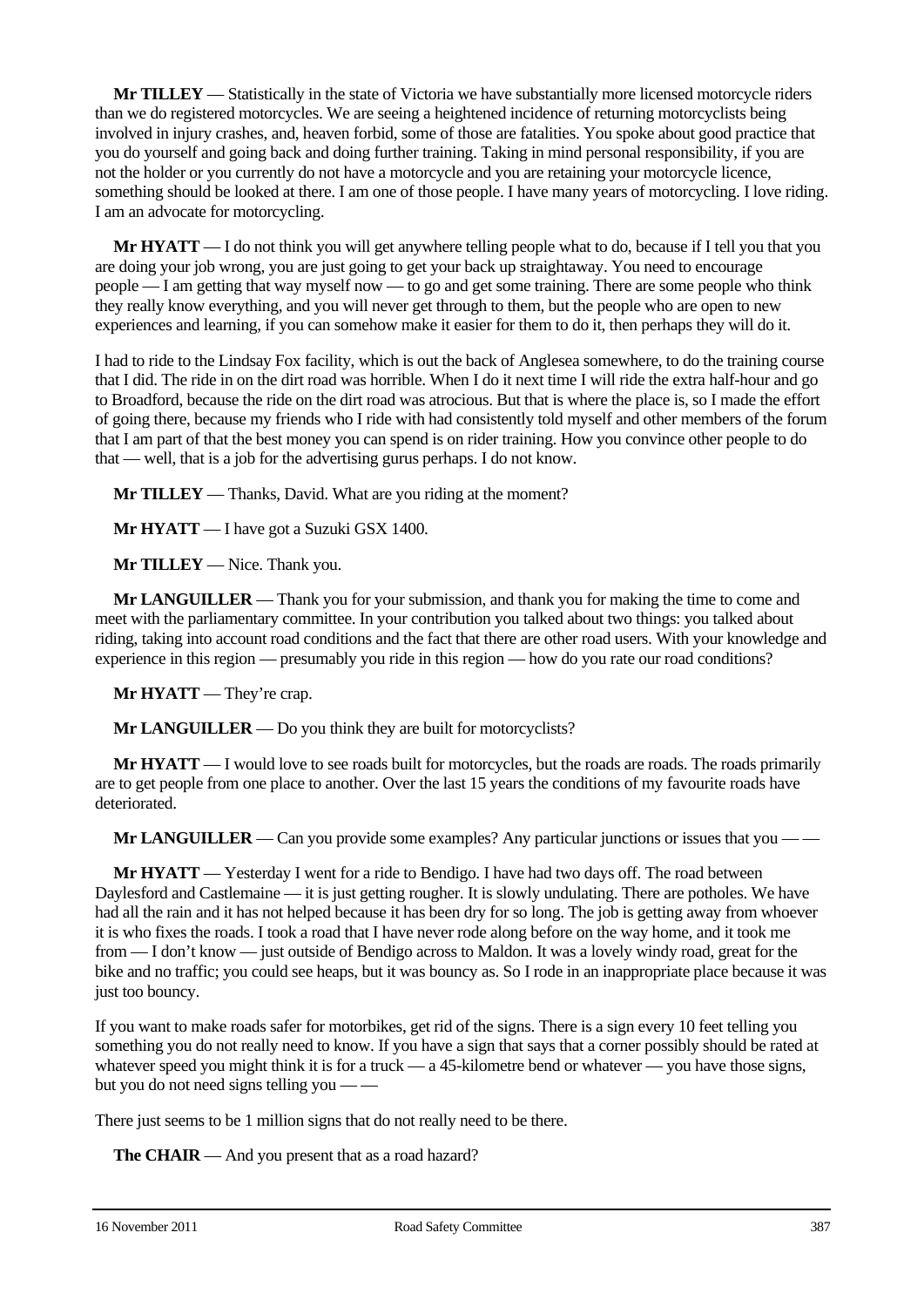**Mr TILLEY** — Statistically in the state of Victoria we have substantially more licensed motorcycle riders than we do registered motorcycles. We are seeing a heightened incidence of returning motorcyclists being involved in injury crashes, and, heaven forbid, some of those are fatalities. You spoke about good practice that you do yourself and going back and doing further training. Taking in mind personal responsibility, if you are not the holder or you currently do not have a motorcycle and you are retaining your motorcycle licence, something should be looked at there. I am one of those people. I have many years of motorcycling. I love riding. I am an advocate for motorcycling.

**Mr HYATT** — I do not think you will get anywhere telling people what to do, because if I tell you that you are doing your job wrong, you are just going to get your back up straightaway. You need to encourage people — I am getting that way myself now — to go and get some training. There are some people who think they really know everything, and you will never get through to them, but the people who are open to new experiences and learning, if you can somehow make it easier for them to do it, then perhaps they will do it.

I had to ride to the Lindsay Fox facility, which is out the back of Anglesea somewhere, to do the training course that I did. The ride in on the dirt road was horrible. When I do it next time I will ride the extra half-hour and go to Broadford, because the ride on the dirt road was atrocious. But that is where the place is, so I made the effort of going there, because my friends who I ride with had consistently told myself and other members of the forum that I am part of that the best money you can spend is on rider training. How you convince other people to do that — well, that is a job for the advertising gurus perhaps. I do not know.

**Mr TILLEY** — Thanks, David. What are you riding at the moment?

**Mr HYATT** — I have got a Suzuki GSX 1400.

**Mr TILLEY** — Nice. Thank you.

**Mr LANGUILLER** — Thank you for your submission, and thank you for making the time to come and meet with the parliamentary committee. In your contribution you talked about two things: you talked about riding, taking into account road conditions and the fact that there are other road users. With your knowledge and experience in this region — presumably you ride in this region — how do you rate our road conditions?

**Mr HYATT** — They're crap.

**Mr LANGUILLER** — Do you think they are built for motorcyclists?

**Mr HYATT** — I would love to see roads built for motorcycles, but the roads are roads. The roads primarily are to get people from one place to another. Over the last 15 years the conditions of my favourite roads have deteriorated.

**Mr LANGUILLER** — Can you provide some examples? Any particular junctions or issues that you — —

**Mr HYATT** — Yesterday I went for a ride to Bendigo. I have had two days off. The road between Daylesford and Castlemaine — it is just getting rougher. It is slowly undulating. There are potholes. We have had all the rain and it has not helped because it has been dry for so long. The job is getting away from whoever it is who fixes the roads. I took a road that I have never rode along before on the way home, and it took me from — I don't know — just outside of Bendigo across to Maldon. It was a lovely windy road, great for the bike and no traffic; you could see heaps, but it was bouncy as. So I rode in an inappropriate place because it was just too bouncy.

If you want to make roads safer for motorbikes, get rid of the signs. There is a sign every 10 feet telling you something you do not really need to know. If you have a sign that says that a corner possibly should be rated at whatever speed you might think it is for a truck — a 45-kilometre bend or whatever — you have those signs, but you do not need signs telling you — —

There just seems to be 1 million signs that do not really need to be there.

**The CHAIR** — And you present that as a road hazard?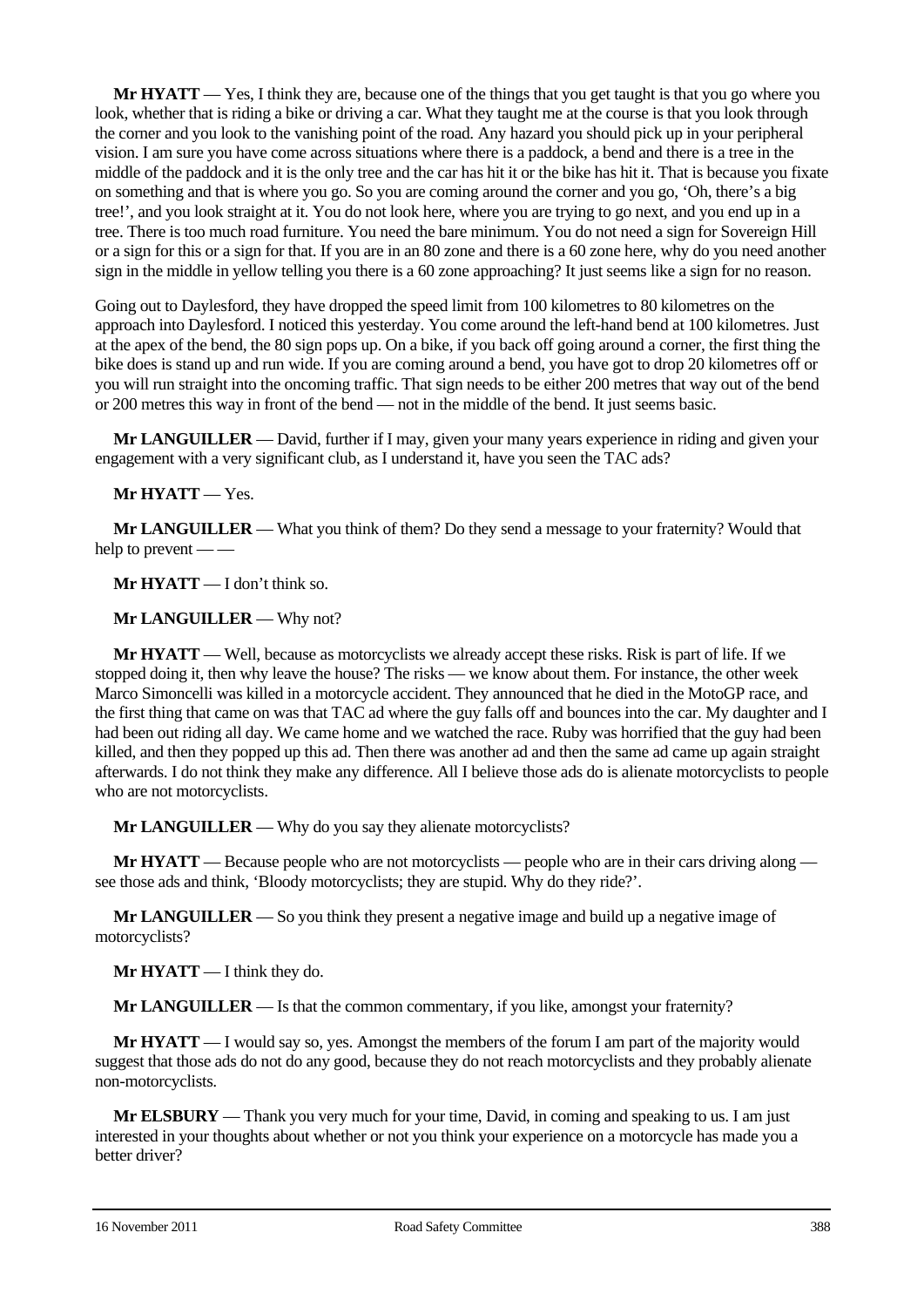**Mr HYATT** — Yes, I think they are, because one of the things that you get taught is that you go where you look, whether that is riding a bike or driving a car. What they taught me at the course is that you look through the corner and you look to the vanishing point of the road. Any hazard you should pick up in your peripheral vision. I am sure you have come across situations where there is a paddock, a bend and there is a tree in the middle of the paddock and it is the only tree and the car has hit it or the bike has hit it. That is because you fixate on something and that is where you go. So you are coming around the corner and you go, 'Oh, there's a big tree!', and you look straight at it. You do not look here, where you are trying to go next, and you end up in a tree. There is too much road furniture. You need the bare minimum. You do not need a sign for Sovereign Hill or a sign for this or a sign for that. If you are in an 80 zone and there is a 60 zone here, why do you need another sign in the middle in yellow telling you there is a 60 zone approaching? It just seems like a sign for no reason.

Going out to Daylesford, they have dropped the speed limit from 100 kilometres to 80 kilometres on the approach into Daylesford. I noticed this yesterday. You come around the left-hand bend at 100 kilometres. Just at the apex of the bend, the 80 sign pops up. On a bike, if you back off going around a corner, the first thing the bike does is stand up and run wide. If you are coming around a bend, you have got to drop 20 kilometres off or you will run straight into the oncoming traffic. That sign needs to be either 200 metres that way out of the bend or 200 metres this way in front of the bend — not in the middle of the bend. It just seems basic.

**Mr LANGUILLER** — David, further if I may, given your many years experience in riding and given your engagement with a very significant club, as I understand it, have you seen the TAC ads?

**Mr HYATT** — Yes.

**Mr LANGUILLER** — What you think of them? Do they send a message to your fraternity? Would that help to prevent — —

**Mr HYATT** — I don't think so.

**Mr LANGUILLER** — Why not?

**Mr HYATT** — Well, because as motorcyclists we already accept these risks. Risk is part of life. If we stopped doing it, then why leave the house? The risks — we know about them. For instance, the other week Marco Simoncelli was killed in a motorcycle accident. They announced that he died in the MotoGP race, and the first thing that came on was that TAC ad where the guy falls off and bounces into the car. My daughter and I had been out riding all day. We came home and we watched the race. Ruby was horrified that the guy had been killed, and then they popped up this ad. Then there was another ad and then the same ad came up again straight afterwards. I do not think they make any difference. All I believe those ads do is alienate motorcyclists to people who are not motorcyclists.

**Mr LANGUILLER** — Why do you say they alienate motorcyclists?

**Mr HYATT** — Because people who are not motorcyclists — people who are in their cars driving along — see those ads and think, 'Bloody motorcyclists; they are stupid. Why do they ride?'.

**Mr LANGUILLER** — So you think they present a negative image and build up a negative image of motorcyclists?

**Mr HYATT** — I think they do.

**Mr LANGUILLER** — Is that the common commentary, if you like, amongst your fraternity?

**Mr HYATT** — I would say so, yes. Amongst the members of the forum I am part of the majority would suggest that those ads do not do any good, because they do not reach motorcyclists and they probably alienate non-motorcyclists.

**Mr ELSBURY** — Thank you very much for your time, David, in coming and speaking to us. I am just interested in your thoughts about whether or not you think your experience on a motorcycle has made you a better driver?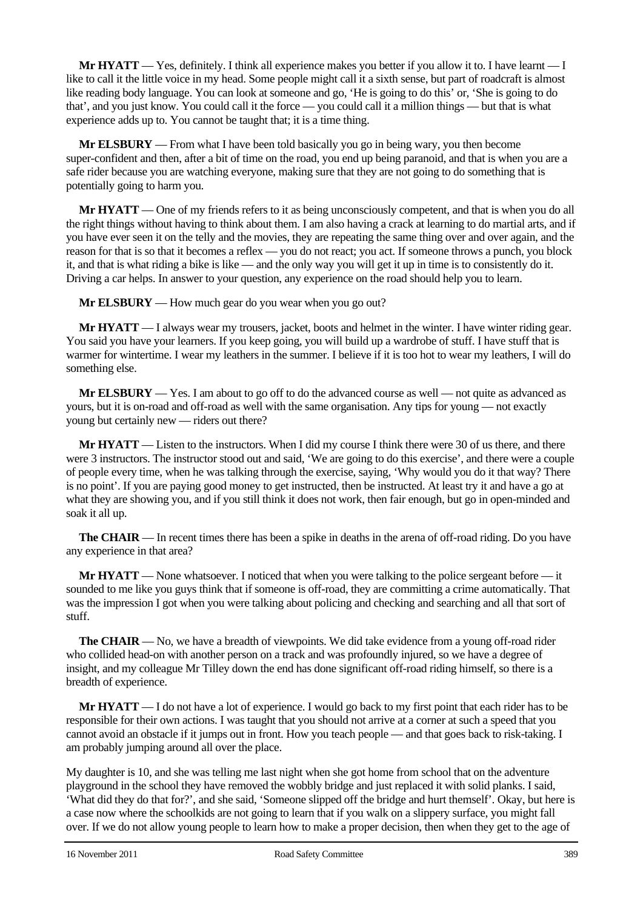**Mr HYATT** — Yes, definitely. I think all experience makes you better if you allow it to. I have learnt — I like to call it the little voice in my head. Some people might call it a sixth sense, but part of roadcraft is almost like reading body language. You can look at someone and go, 'He is going to do this' or, 'She is going to do that', and you just know. You could call it the force — you could call it a million things — but that is what experience adds up to. You cannot be taught that; it is a time thing.

**Mr ELSBURY** — From what I have been told basically you go in being wary, you then become super-confident and then, after a bit of time on the road, you end up being paranoid, and that is when you are a safe rider because you are watching everyone, making sure that they are not going to do something that is potentially going to harm you.

**Mr HYATT** — One of my friends refers to it as being unconsciously competent, and that is when you do all the right things without having to think about them. I am also having a crack at learning to do martial arts, and if you have ever seen it on the telly and the movies, they are repeating the same thing over and over again, and the reason for that is so that it becomes a reflex — you do not react; you act. If someone throws a punch, you block it, and that is what riding a bike is like — and the only way you will get it up in time is to consistently do it. Driving a car helps. In answer to your question, any experience on the road should help you to learn.

**Mr ELSBURY** — How much gear do you wear when you go out?

**Mr HYATT** — I always wear my trousers, jacket, boots and helmet in the winter. I have winter riding gear. You said you have your learners. If you keep going, you will build up a wardrobe of stuff. I have stuff that is warmer for wintertime. I wear my leathers in the summer. I believe if it is too hot to wear my leathers, I will do something else.

**Mr ELSBURY** — Yes. I am about to go off to do the advanced course as well — not quite as advanced as yours, but it is on-road and off-road as well with the same organisation. Any tips for young — not exactly young but certainly new — riders out there?

**Mr HYATT** — Listen to the instructors. When I did my course I think there were 30 of us there, and there were 3 instructors. The instructor stood out and said, 'We are going to do this exercise', and there were a couple of people every time, when he was talking through the exercise, saying, 'Why would you do it that way? There is no point'. If you are paying good money to get instructed, then be instructed. At least try it and have a go at what they are showing you, and if you still think it does not work, then fair enough, but go in open-minded and soak it all up.

**The CHAIR** — In recent times there has been a spike in deaths in the arena of off-road riding. Do you have any experience in that area?

**Mr HYATT** — None whatsoever. I noticed that when you were talking to the police sergeant before — it sounded to me like you guys think that if someone is off-road, they are committing a crime automatically. That was the impression I got when you were talking about policing and checking and searching and all that sort of stuff.

**The CHAIR** — No, we have a breadth of viewpoints. We did take evidence from a young off-road rider who collided head-on with another person on a track and was profoundly injured, so we have a degree of insight, and my colleague Mr Tilley down the end has done significant off-road riding himself, so there is a breadth of experience.

**Mr HYATT** — I do not have a lot of experience. I would go back to my first point that each rider has to be responsible for their own actions. I was taught that you should not arrive at a corner at such a speed that you cannot avoid an obstacle if it jumps out in front. How you teach people — and that goes back to risk-taking. I am probably jumping around all over the place.

My daughter is 10, and she was telling me last night when she got home from school that on the adventure playground in the school they have removed the wobbly bridge and just replaced it with solid planks. I said, 'What did they do that for?', and she said, 'Someone slipped off the bridge and hurt themself'. Okay, but here is a case now where the schoolkids are not going to learn that if you walk on a slippery surface, you might fall over. If we do not allow young people to learn how to make a proper decision, then when they get to the age of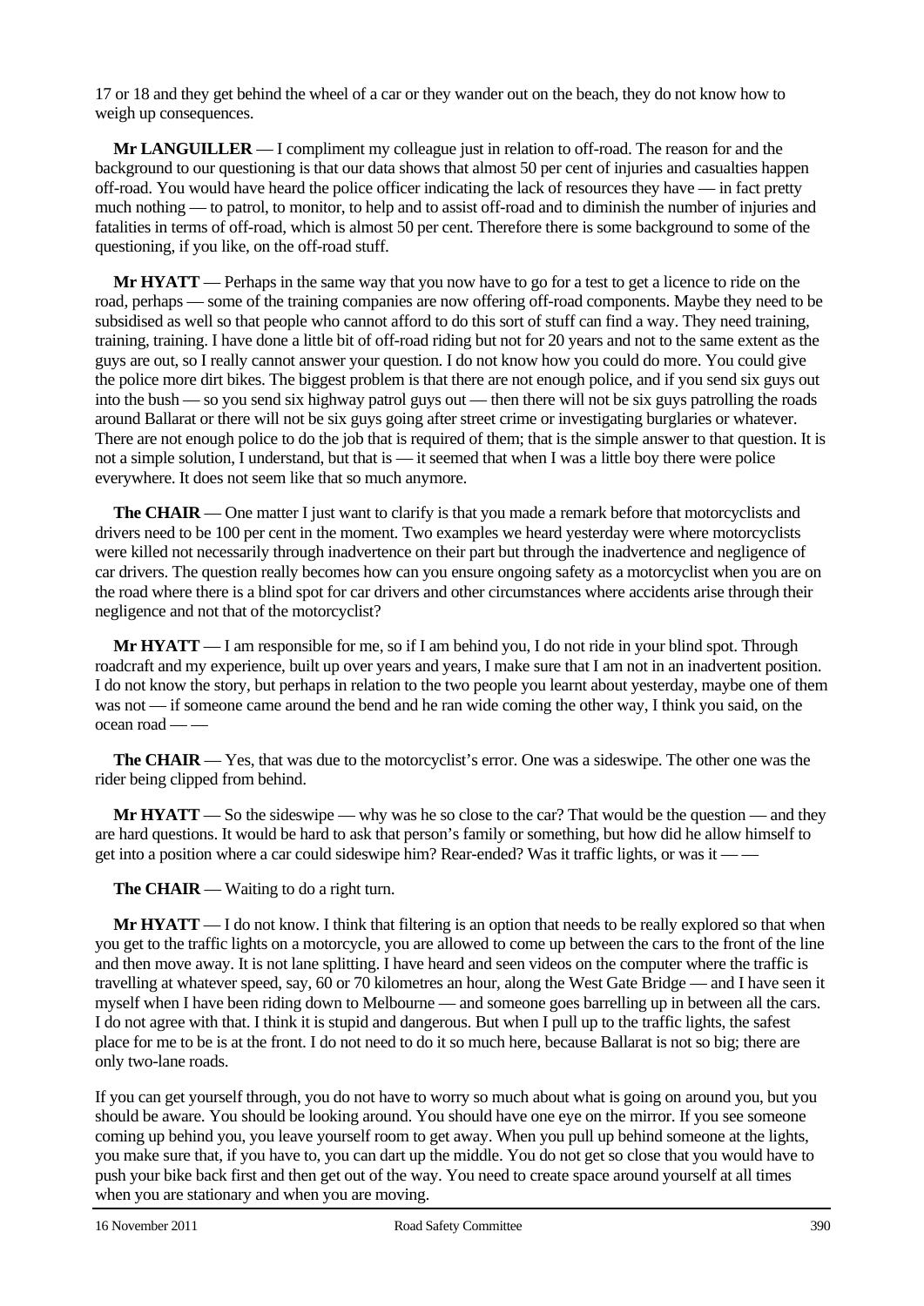17 or 18 and they get behind the wheel of a car or they wander out on the beach, they do not know how to weigh up consequences.

**Mr LANGUILLER** — I compliment my colleague just in relation to off-road. The reason for and the background to our questioning is that our data shows that almost 50 per cent of injuries and casualties happen off-road. You would have heard the police officer indicating the lack of resources they have — in fact pretty much nothing — to patrol, to monitor, to help and to assist off-road and to diminish the number of injuries and fatalities in terms of off-road, which is almost 50 per cent. Therefore there is some background to some of the questioning, if you like, on the off-road stuff.

**Mr HYATT** — Perhaps in the same way that you now have to go for a test to get a licence to ride on the road, perhaps — some of the training companies are now offering off-road components. Maybe they need to be subsidised as well so that people who cannot afford to do this sort of stuff can find a way. They need training, training, training. I have done a little bit of off-road riding but not for 20 years and not to the same extent as the guys are out, so I really cannot answer your question. I do not know how you could do more. You could give the police more dirt bikes. The biggest problem is that there are not enough police, and if you send six guys out into the bush — so you send six highway patrol guys out — then there will not be six guys patrolling the roads around Ballarat or there will not be six guys going after street crime or investigating burglaries or whatever. There are not enough police to do the job that is required of them; that is the simple answer to that question. It is not a simple solution, I understand, but that is — it seemed that when I was a little boy there were police everywhere. It does not seem like that so much anymore.

**The CHAIR** — One matter I just want to clarify is that you made a remark before that motorcyclists and drivers need to be 100 per cent in the moment. Two examples we heard yesterday were where motorcyclists were killed not necessarily through inadvertence on their part but through the inadvertence and negligence of car drivers. The question really becomes how can you ensure ongoing safety as a motorcyclist when you are on the road where there is a blind spot for car drivers and other circumstances where accidents arise through their negligence and not that of the motorcyclist?

**Mr HYATT** — I am responsible for me, so if I am behind you, I do not ride in your blind spot. Through roadcraft and my experience, built up over years and years, I make sure that I am not in an inadvertent position. I do not know the story, but perhaps in relation to the two people you learnt about yesterday, maybe one of them was not — if someone came around the bend and he ran wide coming the other way, I think you said, on the ocean road — —

**The CHAIR** — Yes, that was due to the motorcyclist's error. One was a sideswipe. The other one was the rider being clipped from behind.

**Mr HYATT** — So the sideswipe — why was he so close to the car? That would be the question — and they are hard questions. It would be hard to ask that person's family or something, but how did he allow himself to get into a position where a car could sideswipe him? Rear-ended? Was it traffic lights, or was it — —

**The CHAIR** — Waiting to do a right turn.

**Mr HYATT** — I do not know. I think that filtering is an option that needs to be really explored so that when you get to the traffic lights on a motorcycle, you are allowed to come up between the cars to the front of the line and then move away. It is not lane splitting. I have heard and seen videos on the computer where the traffic is travelling at whatever speed, say, 60 or 70 kilometres an hour, along the West Gate Bridge — and I have seen it myself when I have been riding down to Melbourne — and someone goes barrelling up in between all the cars. I do not agree with that. I think it is stupid and dangerous. But when I pull up to the traffic lights, the safest place for me to be is at the front. I do not need to do it so much here, because Ballarat is not so big; there are only two-lane roads.

If you can get yourself through, you do not have to worry so much about what is going on around you, but you should be aware. You should be looking around. You should have one eye on the mirror. If you see someone coming up behind you, you leave yourself room to get away. When you pull up behind someone at the lights, you make sure that, if you have to, you can dart up the middle. You do not get so close that you would have to push your bike back first and then get out of the way. You need to create space around yourself at all times when you are stationary and when you are moving.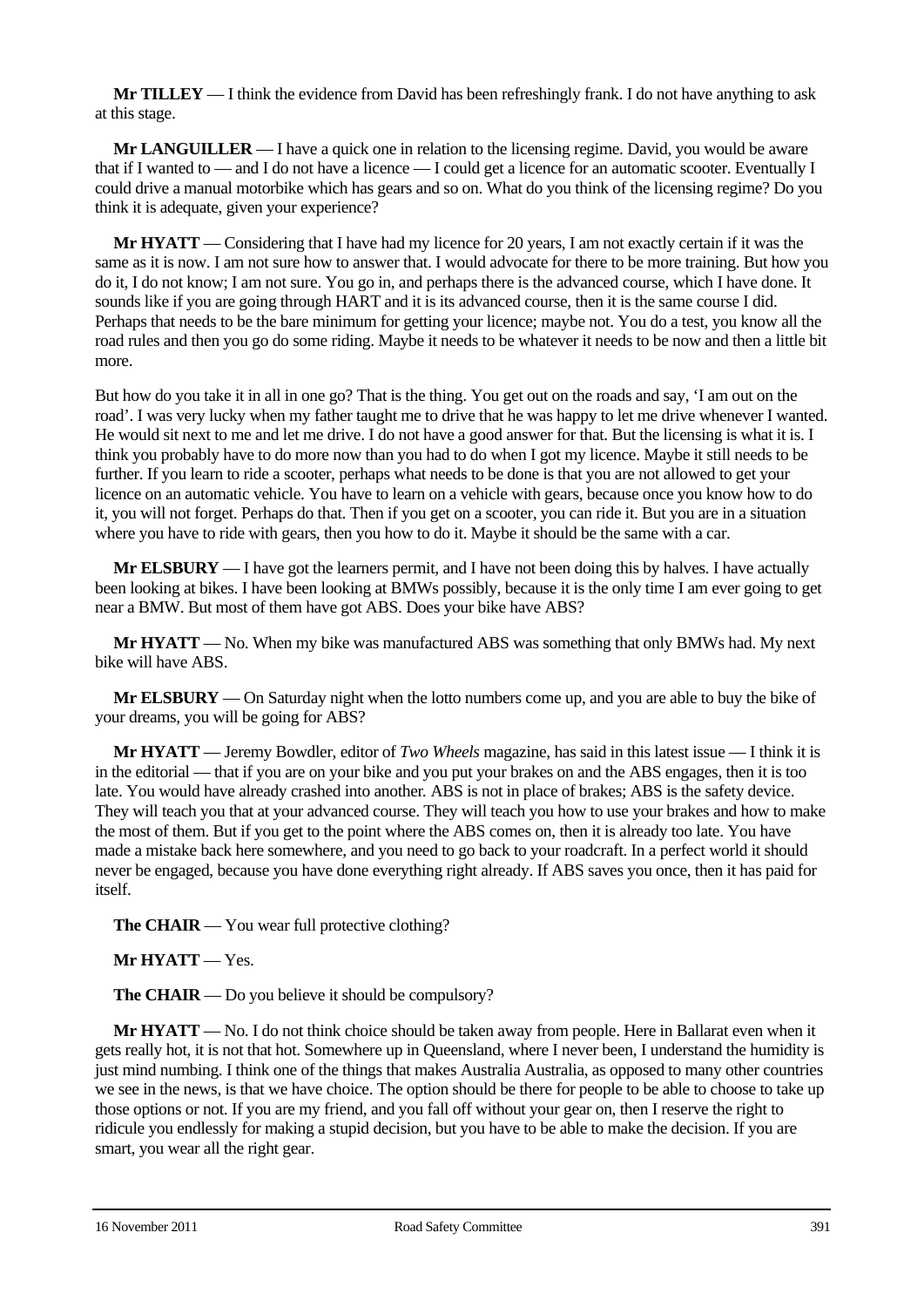**Mr TILLEY** — I think the evidence from David has been refreshingly frank. I do not have anything to ask at this stage.

**Mr LANGUILLER** — I have a quick one in relation to the licensing regime. David, you would be aware that if I wanted to — and I do not have a licence — I could get a licence for an automatic scooter. Eventually I could drive a manual motorbike which has gears and so on. What do you think of the licensing regime? Do you think it is adequate, given your experience?

**Mr HYATT** — Considering that I have had my licence for 20 years, I am not exactly certain if it was the same as it is now. I am not sure how to answer that. I would advocate for there to be more training. But how you do it, I do not know; I am not sure. You go in, and perhaps there is the advanced course, which I have done. It sounds like if you are going through HART and it is its advanced course, then it is the same course I did. Perhaps that needs to be the bare minimum for getting your licence; maybe not. You do a test, you know all the road rules and then you go do some riding. Maybe it needs to be whatever it needs to be now and then a little bit more.

But how do you take it in all in one go? That is the thing. You get out on the roads and say, 'I am out on the road'. I was very lucky when my father taught me to drive that he was happy to let me drive whenever I wanted. He would sit next to me and let me drive. I do not have a good answer for that. But the licensing is what it is. I think you probably have to do more now than you had to do when I got my licence. Maybe it still needs to be further. If you learn to ride a scooter, perhaps what needs to be done is that you are not allowed to get your licence on an automatic vehicle. You have to learn on a vehicle with gears, because once you know how to do it, you will not forget. Perhaps do that. Then if you get on a scooter, you can ride it. But you are in a situation where you have to ride with gears, then you how to do it. Maybe it should be the same with a car.

**Mr ELSBURY** — I have got the learners permit, and I have not been doing this by halves. I have actually been looking at bikes. I have been looking at BMWs possibly, because it is the only time I am ever going to get near a BMW. But most of them have got ABS. Does your bike have ABS?

**Mr HYATT** — No. When my bike was manufactured ABS was something that only BMWs had. My next bike will have ABS.

**Mr ELSBURY** — On Saturday night when the lotto numbers come up, and you are able to buy the bike of your dreams, you will be going for ABS?

**Mr HYATT** — Jeremy Bowdler, editor of *Two Wheels* magazine, has said in this latest issue — I think it is in the editorial — that if you are on your bike and you put your brakes on and the ABS engages, then it is too late. You would have already crashed into another. ABS is not in place of brakes; ABS is the safety device. They will teach you that at your advanced course. They will teach you how to use your brakes and how to make the most of them. But if you get to the point where the ABS comes on, then it is already too late. You have made a mistake back here somewhere, and you need to go back to your roadcraft. In a perfect world it should never be engaged, because you have done everything right already. If ABS saves you once, then it has paid for itself.

**The CHAIR** — You wear full protective clothing?

**Mr HYATT** — Yes.

**The CHAIR** — Do you believe it should be compulsory?

**Mr HYATT** — No. I do not think choice should be taken away from people. Here in Ballarat even when it gets really hot, it is not that hot. Somewhere up in Queensland, where I never been, I understand the humidity is just mind numbing. I think one of the things that makes Australia Australia, as opposed to many other countries we see in the news, is that we have choice. The option should be there for people to be able to choose to take up those options or not. If you are my friend, and you fall off without your gear on, then I reserve the right to ridicule you endlessly for making a stupid decision, but you have to be able to make the decision. If you are smart, you wear all the right gear.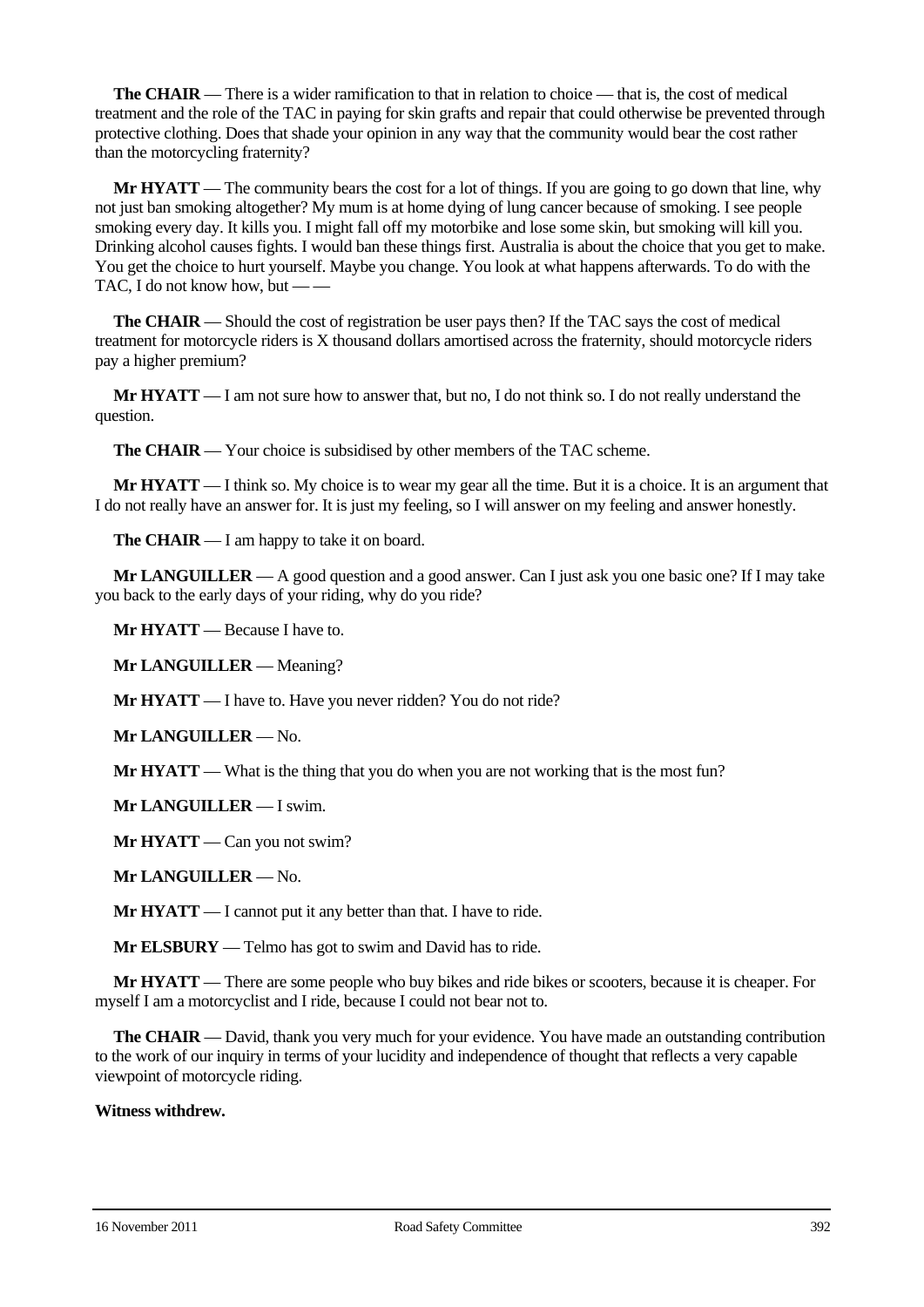**The CHAIR** — There is a wider ramification to that in relation to choice — that is, the cost of medical treatment and the role of the TAC in paying for skin grafts and repair that could otherwise be prevented through protective clothing. Does that shade your opinion in any way that the community would bear the cost rather than the motorcycling fraternity?

**Mr HYATT** — The community bears the cost for a lot of things. If you are going to go down that line, why not just ban smoking altogether? My mum is at home dying of lung cancer because of smoking. I see people smoking every day. It kills you. I might fall off my motorbike and lose some skin, but smoking will kill you. Drinking alcohol causes fights. I would ban these things first. Australia is about the choice that you get to make. You get the choice to hurt yourself. Maybe you change. You look at what happens afterwards. To do with the TAC, I do not know how, but — —

**The CHAIR** — Should the cost of registration be user pays then? If the TAC says the cost of medical treatment for motorcycle riders is X thousand dollars amortised across the fraternity, should motorcycle riders pay a higher premium?

**Mr HYATT** — I am not sure how to answer that, but no, I do not think so. I do not really understand the question.

**The CHAIR** — Your choice is subsidised by other members of the TAC scheme.

**Mr HYATT** — I think so. My choice is to wear my gear all the time. But it is a choice. It is an argument that I do not really have an answer for. It is just my feeling, so I will answer on my feeling and answer honestly.

**The CHAIR** — I am happy to take it on board.

**Mr LANGUILLER** — A good question and a good answer. Can I just ask you one basic one? If I may take you back to the early days of your riding, why do you ride?

**Mr HYATT** — Because I have to.

**Mr LANGUILLER** — Meaning?

**Mr HYATT** — I have to. Have you never ridden? You do not ride?

**Mr LANGUILLER** — No.

**Mr HYATT** — What is the thing that you do when you are not working that is the most fun?

**Mr LANGUILLER** — I swim.

**Mr HYATT** — Can you not swim?

**Mr LANGUILLER** — No.

**Mr HYATT** — I cannot put it any better than that. I have to ride.

**Mr ELSBURY** — Telmo has got to swim and David has to ride.

**Mr HYATT** — There are some people who buy bikes and ride bikes or scooters, because it is cheaper. For myself I am a motorcyclist and I ride, because I could not bear not to.

**The CHAIR** — David, thank you very much for your evidence. You have made an outstanding contribution to the work of our inquiry in terms of your lucidity and independence of thought that reflects a very capable viewpoint of motorcycle riding.

**Witness withdrew.**